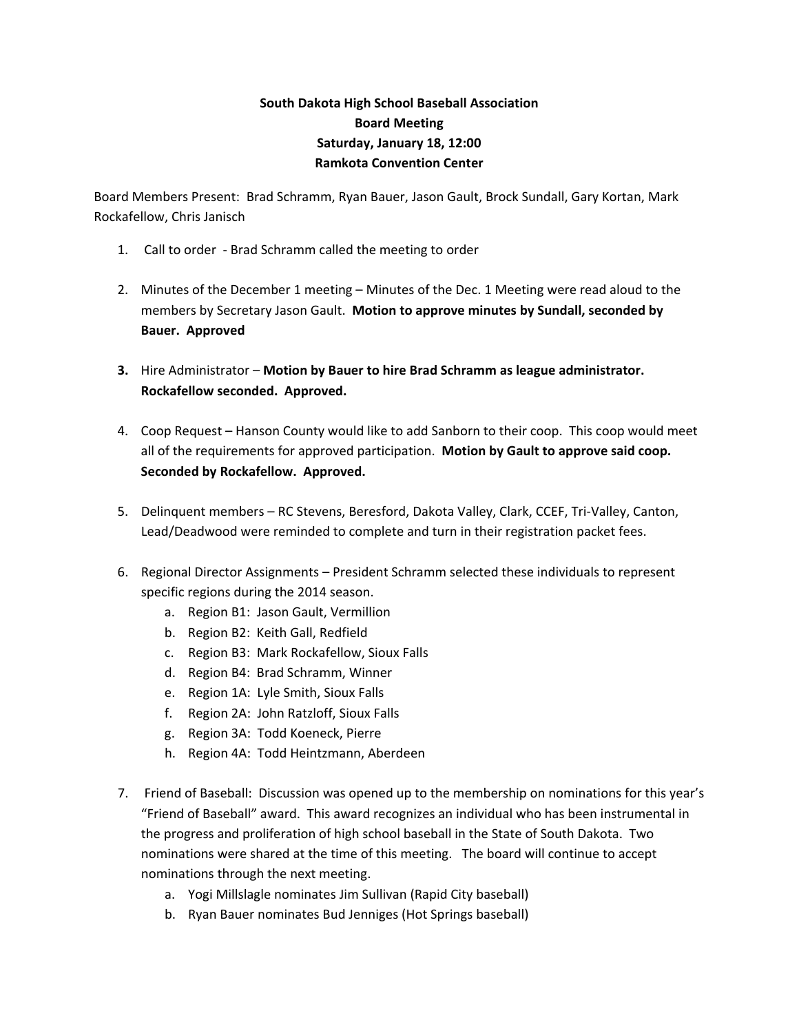**South Dakota High School Baseball Association**
**Board Meeting**
**Saturday, January 18, 12:00**
**Ramkota Convention Center**

Board Members Present: Brad Schramm, Ryan Bauer, Jason Gault, Brock Sundall, Gary Kortan, Mark Rockafellow, Chris Janisch

1. Call to order - Brad Schramm called the meeting to order

2. Minutes of the December 1 meeting – Minutes of the Dec. 1 Meeting were read aloud to the members by Secretary Jason Gault. **Motion to approve minutes by Sundall, seconded by Bauer. Approved**

3. Hire Administrator – **Motion by Bauer to hire Brad Schramm as league administrator. Rockafellow seconded. Approved.**

4. Coop Request – Hanson County would like to add Sanborn to their coop. This coop would meet all of the requirements for approved participation. **Motion by Gault to approve said coop. Seconded by Rockafellow. Approved.**

5. Delinquent members – RC Stevens, Beresford, Dakota Valley, Clark, CCEF, Tri-Valley, Canton, Lead/Deadwood were reminded to complete and turn in their registration packet fees.

6. Regional Director Assignments – President Schramm selected these individuals to represent specific regions during the 2014 season.
   a. Region B1: Jason Gault, Vermillion
   b. Region B2: Keith Gall, Redfield
   c. Region B3: Mark Rockafellow, Sioux Falls
   d. Region B4: Brad Schramm, Winner
   e. Region 1A: Lyle Smith, Sioux Falls
   f. Region 2A: John Ratzloff, Sioux Falls
   g. Region 3A: Todd Koeneck, Pierre
   h. Region 4A: Todd Heintzmann, Aberdeen

7. Friend of Baseball: Discussion was opened up to the membership on nominations for this year's "Friend of Baseball" award. This award recognizes an individual who has been instrumental in the progress and proliferation of high school baseball in the State of South Dakota. Two nominations were shared at the time of this meeting. The board will continue to accept nominations through the next meeting.
   a. Yogi Millslagle nominates Jim Sullivan (Rapid City baseball)
   b. Ryan Bauer nominates Bud Jenniges (Hot Springs baseball)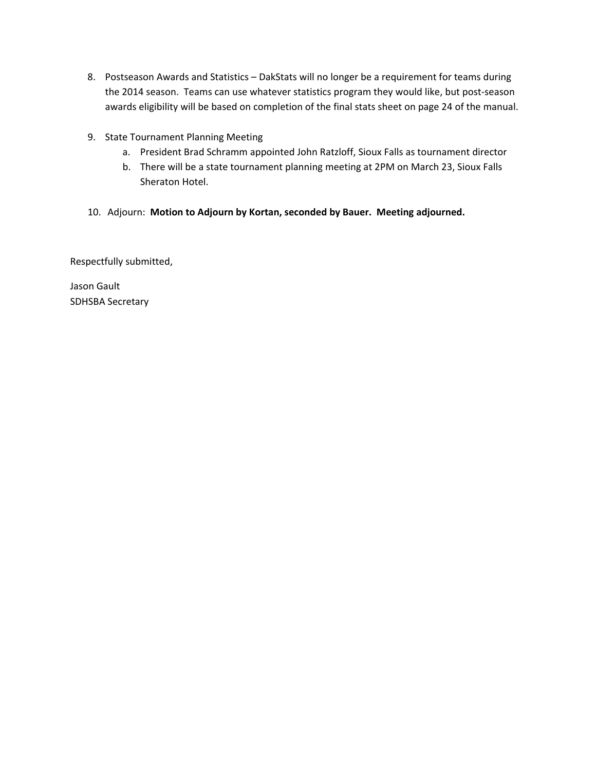8. Postseason Awards and Statistics – DakStats will no longer be a requirement for teams during the 2014 season. Teams can use whatever statistics program they would like, but post-season awards eligibility will be based on completion of the final stats sheet on page 24 of the manual.

9. State Tournament Planning Meeting
   a. President Brad Schramm appointed John Ratzloff, Sioux Falls as tournament director
   b. There will be a state tournament planning meeting at 2PM on March 23, Sioux Falls Sheraton Hotel.

10. Adjourn: **Motion to Adjourn by Kortan, seconded by Bauer. Meeting adjourned.**

Respectfully submitted,

Jason Gault
SDHSBA Secretary